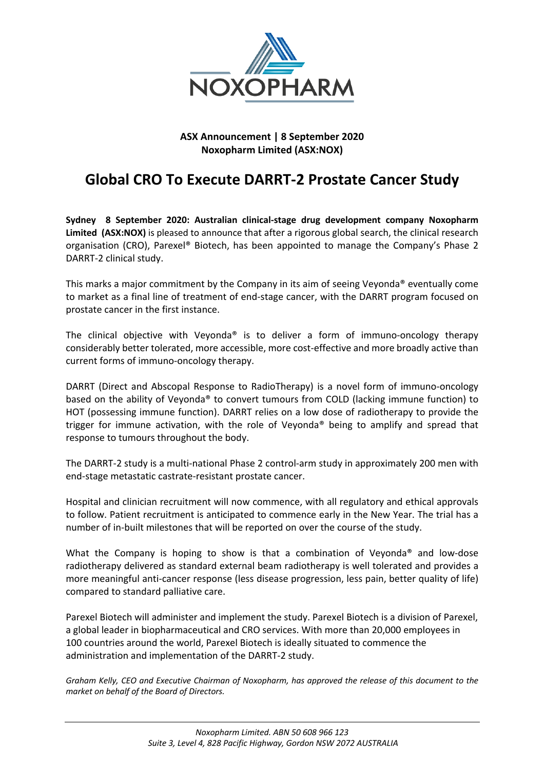**ASX Announcement | 8 September 2020**
**Noxopharm Limited (ASX:NOX)**

# Global CRO To Execute DARRT-2 Prostate Cancer Study

**Sydney 8 September 2020: Australian clinical-stage drug development company Noxopharm Limited (ASX:NOX)** is pleased to announce that after a rigorous global search, the clinical research organisation (CRO), Parexel® Biotech, has been appointed to manage the Company's Phase 2 DARRT-2 clinical study.

This marks a major commitment by the Company in its aim of seeing Veyonda® eventually come to market as a final line of treatment of end-stage cancer, with the DARRT program focused on prostate cancer in the first instance.

The clinical objective with Veyonda® is to deliver a form of immuno-oncology therapy considerably better tolerated, more accessible, more cost-effective and more broadly active than current forms of immuno-oncology therapy.

DARRT (Direct and Abscopal Response to RadioTherapy) is a novel form of immuno-oncology based on the ability of Veyonda® to convert tumours from COLD (lacking immune function) to HOT (possessing immune function). DARRT relies on a low dose of radiotherapy to provide the trigger for immune activation, with the role of Veyonda® being to amplify and spread that response to tumours throughout the body.

The DARRT-2 study is a multi-national Phase 2 control-arm study in approximately 200 men with end-stage metastatic castrate-resistant prostate cancer.

Hospital and clinician recruitment will now commence, with all regulatory and ethical approvals to follow. Patient recruitment is anticipated to commence early in the New Year. The trial has a number of in-built milestones that will be reported on over the course of the study.

What the Company is hoping to show is that a combination of Veyonda® and low-dose radiotherapy delivered as standard external beam radiotherapy is well tolerated and provides a more meaningful anti-cancer response (less disease progression, less pain, better quality of life) compared to standard palliative care.

Parexel Biotech will administer and implement the study. Parexel Biotech is a division of Parexel, a global leader in biopharmaceutical and CRO services. With more than 20,000 employees in 100 countries around the world, Parexel Biotech is ideally situated to commence the administration and implementation of the DARRT-2 study.

*Graham Kelly, CEO and Executive Chairman of Noxopharm, has approved the release of this document to the market on behalf of the Board of Directors.*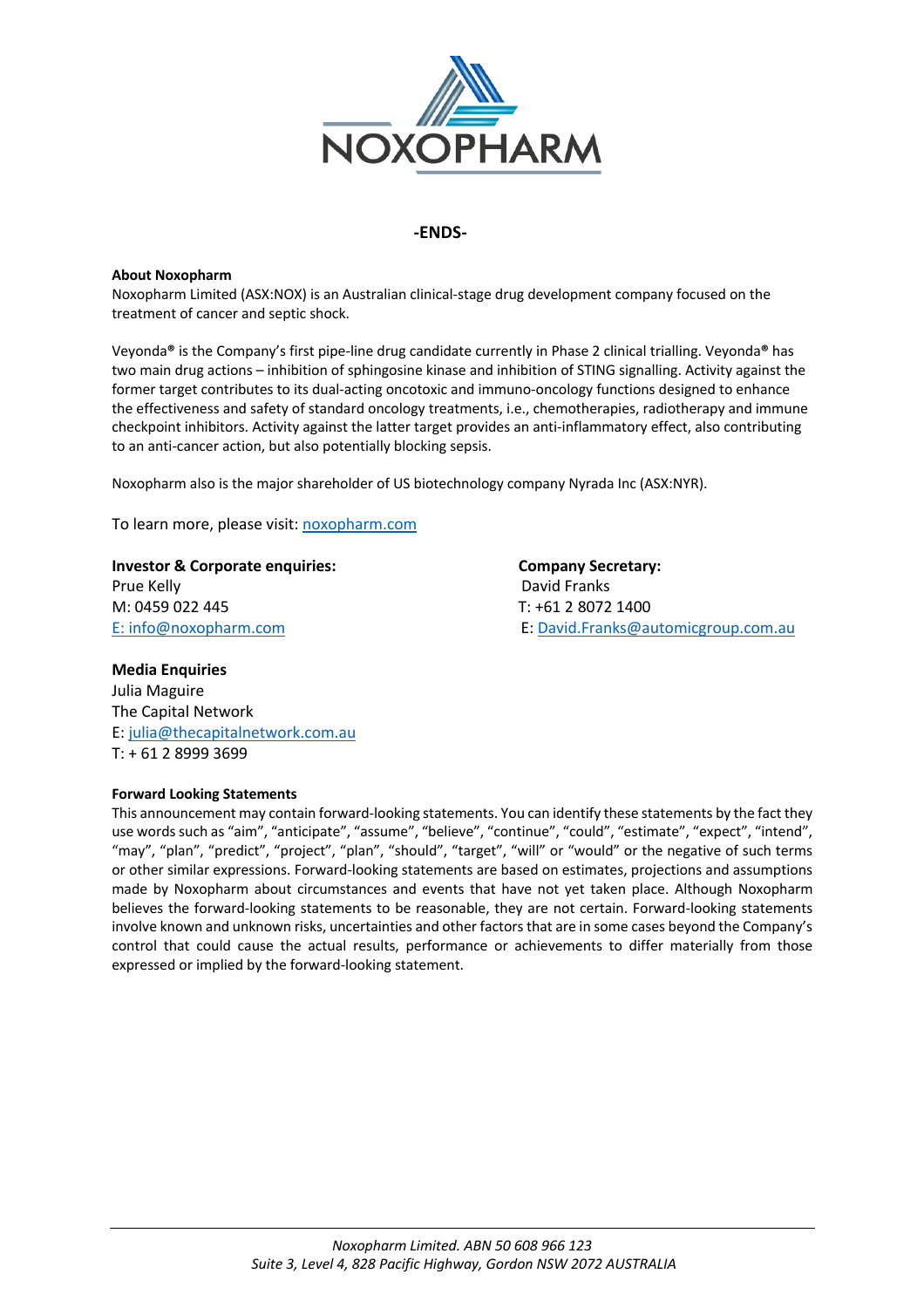**-ENDS-**

**About Noxopharm**

Noxopharm Limited (ASX:NOX) is an Australian clinical-stage drug development company focused on the treatment of cancer and septic shock.

Veyonda® is the Company's first pipe-line drug candidate currently in Phase 2 clinical trialling. Veyonda® has two main drug actions – inhibition of sphingosine kinase and inhibition of STING signalling. Activity against the former target contributes to its dual-acting oncotoxic and immuno-oncology functions designed to enhance the effectiveness and safety of standard oncology treatments, i.e., chemotherapies, radiotherapy and immune checkpoint inhibitors. Activity against the latter target provides an anti-inflammatory effect, also contributing to an anti-cancer action, but also potentially blocking sepsis.

Noxopharm also is the major shareholder of US biotechnology company Nyrada Inc (ASX:NYR).

To learn more, please visit: noxopharm.com

**Investor & Corporate enquiries:**
Prue Kelly
M: 0459 022 445
E: info@noxopharm.com

**Company Secretary:**
David Franks
T: +61 2 8072 1400
E: David.Franks@automicgroup.com.au

**Media Enquiries**
Julia Maguire
The Capital Network
E: julia@thecapitalnetwork.com.au
T: + 61 2 8999 3699

**Forward Looking Statements**

This announcement may contain forward-looking statements. You can identify these statements by the fact they use words such as "aim", "anticipate", "assume", "believe", "continue", "could", "estimate", "expect", "intend", "may", "plan", "predict", "project", "plan", "should", "target", "will" or "would" or the negative of such terms or other similar expressions. Forward-looking statements are based on estimates, projections and assumptions made by Noxopharm about circumstances and events that have not yet taken place. Although Noxopharm believes the forward-looking statements to be reasonable, they are not certain. Forward-looking statements involve known and unknown risks, uncertainties and other factors that are in some cases beyond the Company's control that could cause the actual results, performance or achievements to differ materially from those expressed or implied by the forward-looking statement.